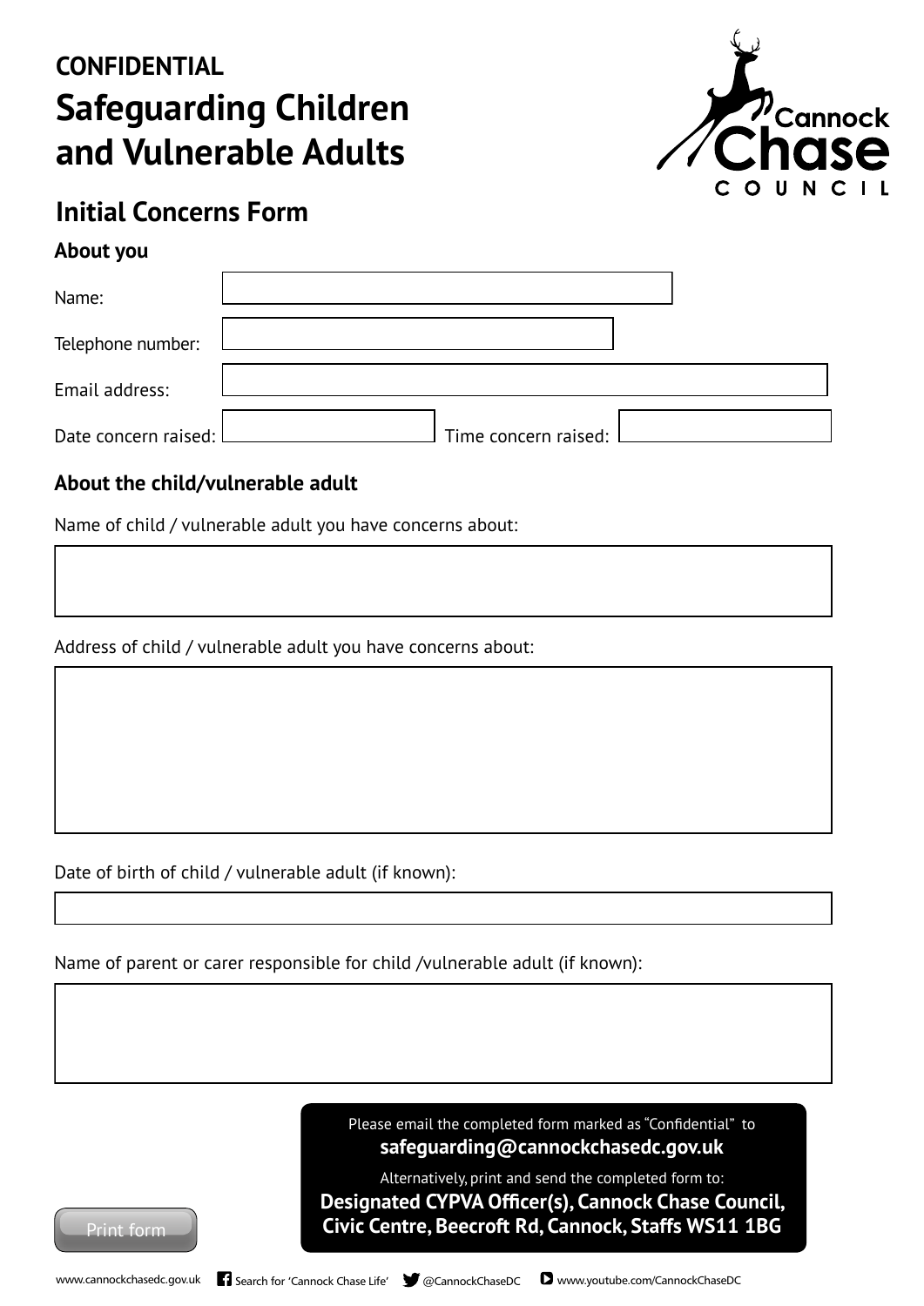**CONFIDENTIAL**

# Safeguarding Children and Vulnerable Adults

## Initial Concerns Form

### About you

Name:

Telephone number:

Email address:

Date concern raised: Time concern raised:

### About the child/vulnerable adult

Name of child / vulnerable adult you have concerns about:

Address of child / vulnerable adult you have concerns about:

Date of birth of child / vulnerable adult (if known):

Name of parent or carer responsible for child /vulnerable adult (if known):

Print form

Please email the completed form marked as "Confidential" to
**safeguarding@cannockchasedc.gov.uk**

Alternatively, print and send the completed form to:
**Designated CYPVA Officer(s), Cannock Chase Council, Civic Centre, Beecroft Rd, Cannock, Staffs WS11 1BG**

www.cannockchasedc.gov.uk Search for 'Cannock Chase Life' @CannockChaseDC www.youtube.com/CannockChaseDC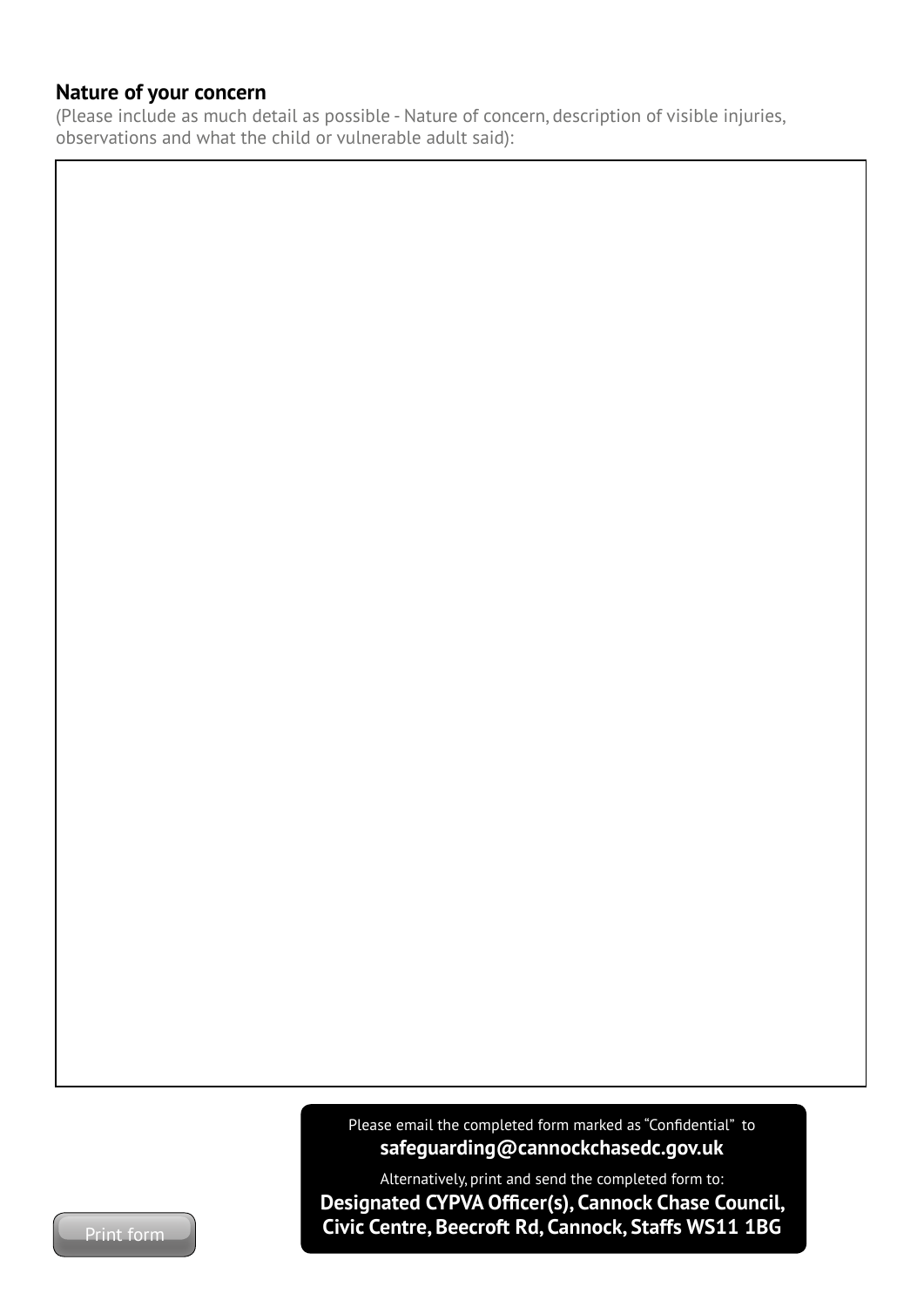## Nature of your concern

(Please include as much detail as possible - Nature of concern, description of visible injuries, observations and what the child or vulnerable adult said):

Please email the completed form marked as "Confidential" to

**safeguarding@cannockchasedc.gov.uk**

Alternatively, print and send the completed form to:

**Designated CYPVA Officer(s), Cannock Chase Council, Civic Centre, Beecroft Rd, Cannock, Staffs WS11 1BG**

Print form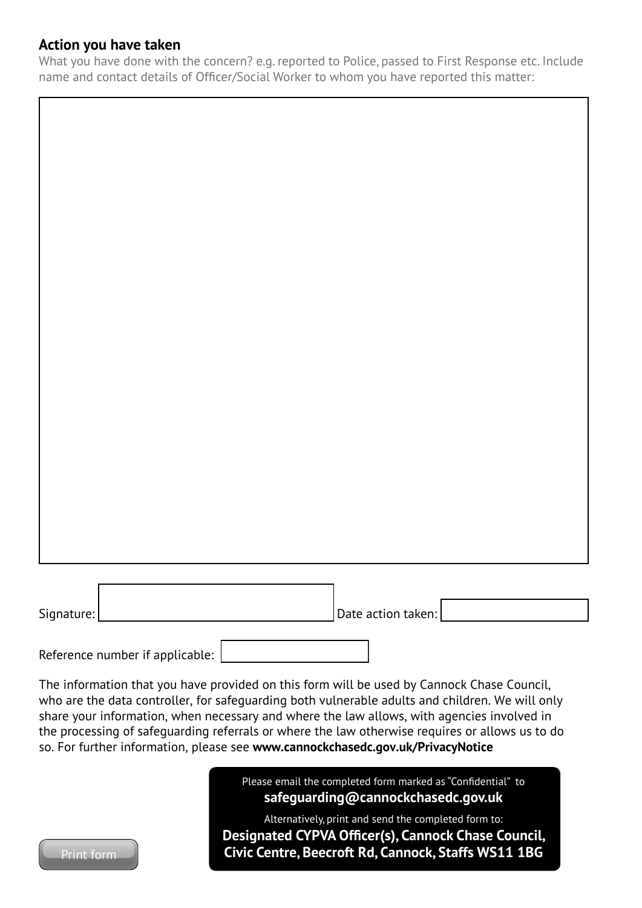## Action you have taken

What you have done with the concern? e.g. reported to Police, passed to First Response etc. Include name and contact details of Officer/Social Worker to whom you have reported this matter:

Signature: ____________________ Date action taken: ____________________

Reference number if applicable: ____________________

The information that you have provided on this form will be used by Cannock Chase Council, who are the data controller, for safeguarding both vulnerable adults and children. We will only share your information, when necessary and where the law allows, with agencies involved in the processing of safeguarding referrals or where the law otherwise requires or allows us to do so. For further information, please see **www.cannockchasedc.gov.uk/PrivacyNotice**

Please email the completed form marked as "Confidential" to
**safeguarding@cannockchasedc.gov.uk**

Alternatively, print and send the completed form to:
**Designated CYPVA Officer(s), Cannock Chase Council, Civic Centre, Beecroft Rd, Cannock, Staffs WS11 1BG**

Print form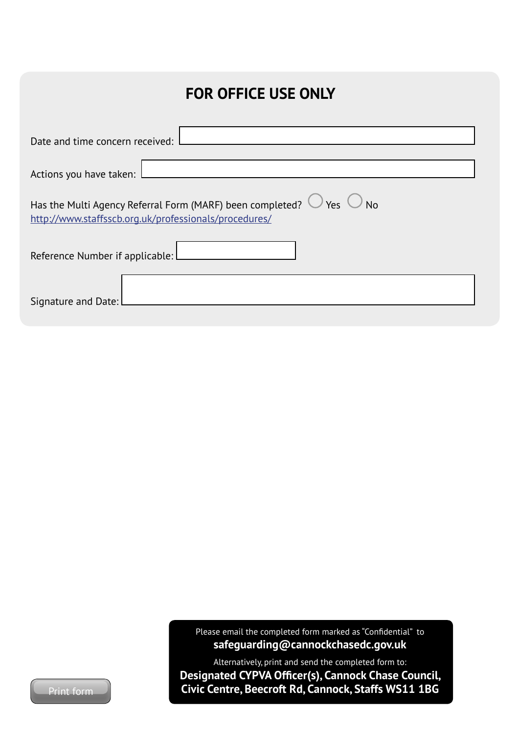# FOR OFFICE USE ONLY

Date and time concern received:

Actions you have taken:

Has the Multi Agency Referral Form (MARF) been completed? ◯ Yes ◯ No
http://www.staffsscb.org.uk/professionals/procedures/

Reference Number if applicable:

Signature and Date:

Print form

Please email the completed form marked as "Confidential" to
**safeguarding@cannockchasedc.gov.uk**

Alternatively, print and send the completed form to:
**Designated CYPVA Officer(s), Cannock Chase Council, Civic Centre, Beecroft Rd, Cannock, Staffs WS11 1BG**